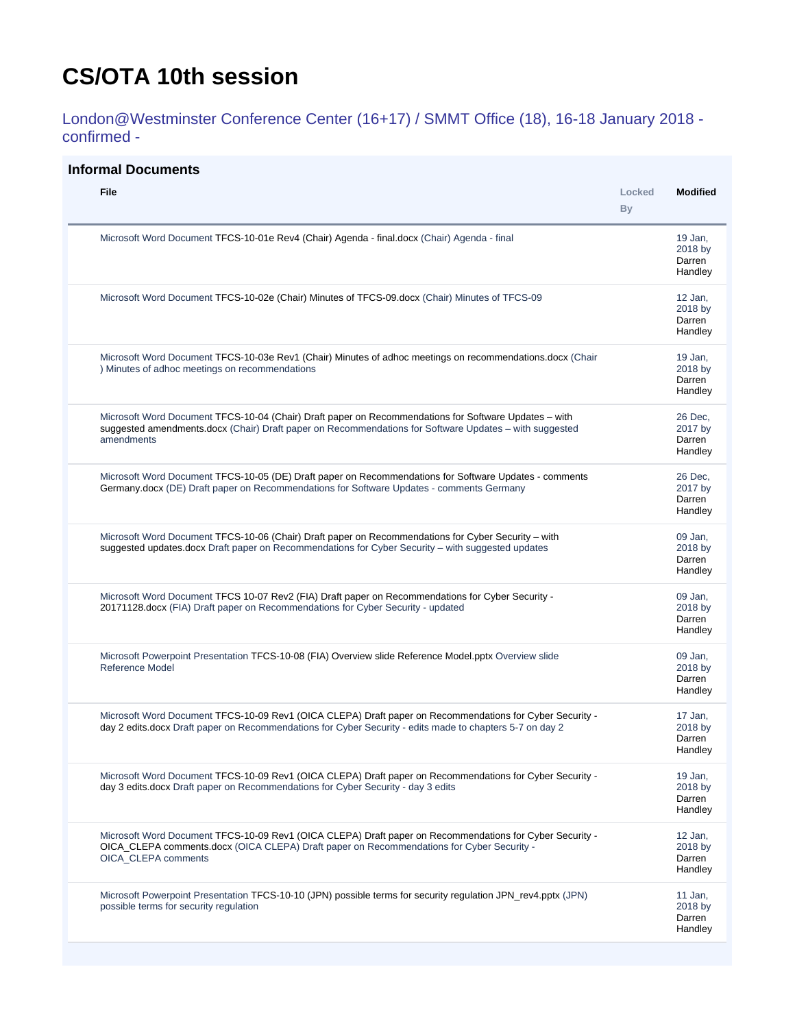# CS/OTA 10th session

London@Westminster Conference Center (16+17) / SMMT Office (18), 16-18 January 2018 - confirmed -

## Informal Documents

| File | Locked By | Modified |
|---|---|---|
| Microsoft Word Document TFCS-10-01e Rev4 (Chair) Agenda - final.docx (Chair) Agenda - final | | 19 Jan, 2018 by Darren Handley |
| Microsoft Word Document TFCS-10-02e (Chair) Minutes of TFCS-09.docx (Chair) Minutes of TFCS-09 | | 12 Jan, 2018 by Darren Handley |
| Microsoft Word Document TFCS-10-03e Rev1 (Chair) Minutes of adhoc meetings on recommendations.docx (Chair ) Minutes of adhoc meetings on recommendations | | 19 Jan, 2018 by Darren Handley |
| Microsoft Word Document TFCS-10-04 (Chair) Draft paper on Recommendations for Software Updates – with suggested amendments.docx (Chair) Draft paper on Recommendations for Software Updates – with suggested amendments | | 26 Dec, 2017 by Darren Handley |
| Microsoft Word Document TFCS-10-05 (DE) Draft paper on Recommendations for Software Updates - comments Germany.docx (DE) Draft paper on Recommendations for Software Updates - comments Germany | | 26 Dec, 2017 by Darren Handley |
| Microsoft Word Document TFCS-10-06 (Chair) Draft paper on Recommendations for Cyber Security – with suggested updates.docx Draft paper on Recommendations for Cyber Security – with suggested updates | | 09 Jan, 2018 by Darren Handley |
| Microsoft Word Document TFCS 10-07 Rev2 (FIA) Draft paper on Recommendations for Cyber Security - 20171128.docx (FIA) Draft paper on Recommendations for Cyber Security - updated | | 09 Jan, 2018 by Darren Handley |
| Microsoft Powerpoint Presentation TFCS-10-08 (FIA) Overview slide Reference Model.pptx Overview slide Reference Model | | 09 Jan, 2018 by Darren Handley |
| Microsoft Word Document TFCS-10-09 Rev1 (OICA CLEPA) Draft paper on Recommendations for Cyber Security - day 2 edits.docx Draft paper on Recommendations for Cyber Security - edits made to chapters 5-7 on day 2 | | 17 Jan, 2018 by Darren Handley |
| Microsoft Word Document TFCS-10-09 Rev1 (OICA CLEPA) Draft paper on Recommendations for Cyber Security - day 3 edits.docx Draft paper on Recommendations for Cyber Security - day 3 edits | | 19 Jan, 2018 by Darren Handley |
| Microsoft Word Document TFCS-10-09 Rev1 (OICA CLEPA) Draft paper on Recommendations for Cyber Security - OICA_CLEPA comments.docx (OICA CLEPA) Draft paper on Recommendations for Cyber Security - OICA_CLEPA comments | | 12 Jan, 2018 by Darren Handley |
| Microsoft Powerpoint Presentation TFCS-10-10 (JPN) possible terms for security regulation JPN_rev4.pptx (JPN) possible terms for security regulation | | 11 Jan, 2018 by Darren Handley |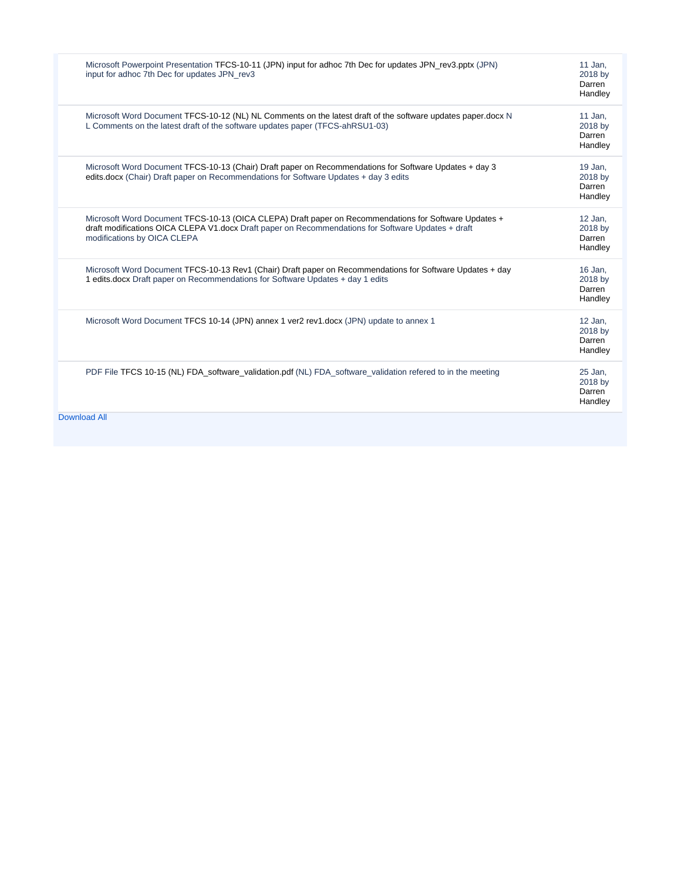| | |
|---|---|
| Microsoft Powerpoint Presentation TFCS-10-11 (JPN) input for adhoc 7th Dec for updates JPN_rev3.pptx (JPN) input for adhoc 7th Dec for updates JPN_rev3 | 11 Jan, 2018 by Darren Handley |
| Microsoft Word Document TFCS-10-12 (NL) NL Comments on the latest draft of the software updates paper.docx NL Comments on the latest draft of the software updates paper (TFCS-ahRSU1-03) | 11 Jan, 2018 by Darren Handley |
| Microsoft Word Document TFCS-10-13 (Chair) Draft paper on Recommendations for Software Updates + day 3 edits.docx (Chair) Draft paper on Recommendations for Software Updates + day 3 edits | 19 Jan, 2018 by Darren Handley |
| Microsoft Word Document TFCS-10-13 (OICA CLEPA) Draft paper on Recommendations for Software Updates + draft modifications OICA CLEPA V1.docx Draft paper on Recommendations for Software Updates + draft modifications by OICA CLEPA | 12 Jan, 2018 by Darren Handley |
| Microsoft Word Document TFCS-10-13 Rev1 (Chair) Draft paper on Recommendations for Software Updates + day 1 edits.docx Draft paper on Recommendations for Software Updates + day 1 edits | 16 Jan, 2018 by Darren Handley |
| Microsoft Word Document TFCS 10-14 (JPN) annex 1 ver2 rev1.docx (JPN) update to annex 1 | 12 Jan, 2018 by Darren Handley |
| PDF File TFCS 10-15 (NL) FDA_software_validation.pdf (NL) FDA_software_validation refered to in the meeting | 25 Jan, 2018 by Darren Handley |

Download All